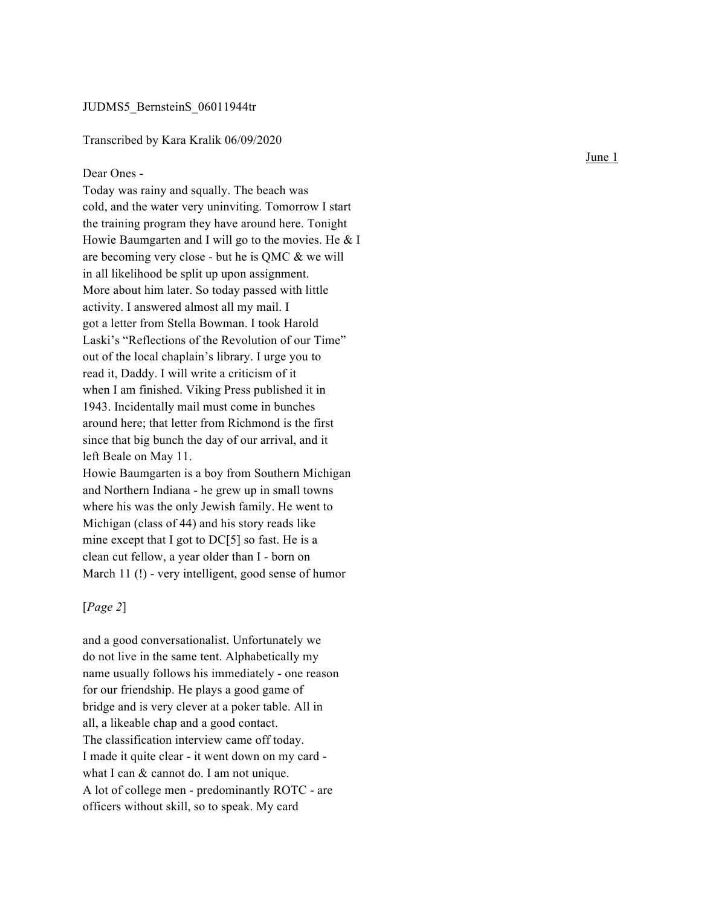JUDMS5_BernsteinS_06011944tr

Transcribed by Kara Kralik 06/09/2020

June 1

Dear Ones -
Today was rainy and squally. The beach was cold, and the water very uninviting. Tomorrow I start the training program they have around here. Tonight Howie Baumgarten and I will go to the movies. He & I are becoming very close - but he is QMC & we will in all likelihood be split up upon assignment. More about him later. So today passed with little activity. I answered almost all my mail. I got a letter from Stella Bowman. I took Harold Laski's "Reflections of the Revolution of our Time" out of the local chaplain's library. I urge you to read it, Daddy. I will write a criticism of it when I am finished. Viking Press published it in 1943. Incidentally mail must come in bunches around here; that letter from Richmond is the first since that big bunch the day of our arrival, and it left Beale on May 11.
Howie Baumgarten is a boy from Southern Michigan and Northern Indiana - he grew up in small towns where his was the only Jewish family. He went to Michigan (class of 44) and his story reads like mine except that I got to DC[5] so fast. He is a clean cut fellow, a year older than I - born on March 11 (!) - very intelligent, good sense of humor

[*Page 2*]

and a good conversationalist. Unfortunately we do not live in the same tent. Alphabetically my name usually follows his immediately - one reason for our friendship. He plays a good game of bridge and is very clever at a poker table. All in all, a likeable chap and a good contact.
The classification interview came off today. I made it quite clear - it went down on my card - what I can & cannot do. I am not unique. A lot of college men - predominantly ROTC - are officers without skill, so to speak. My card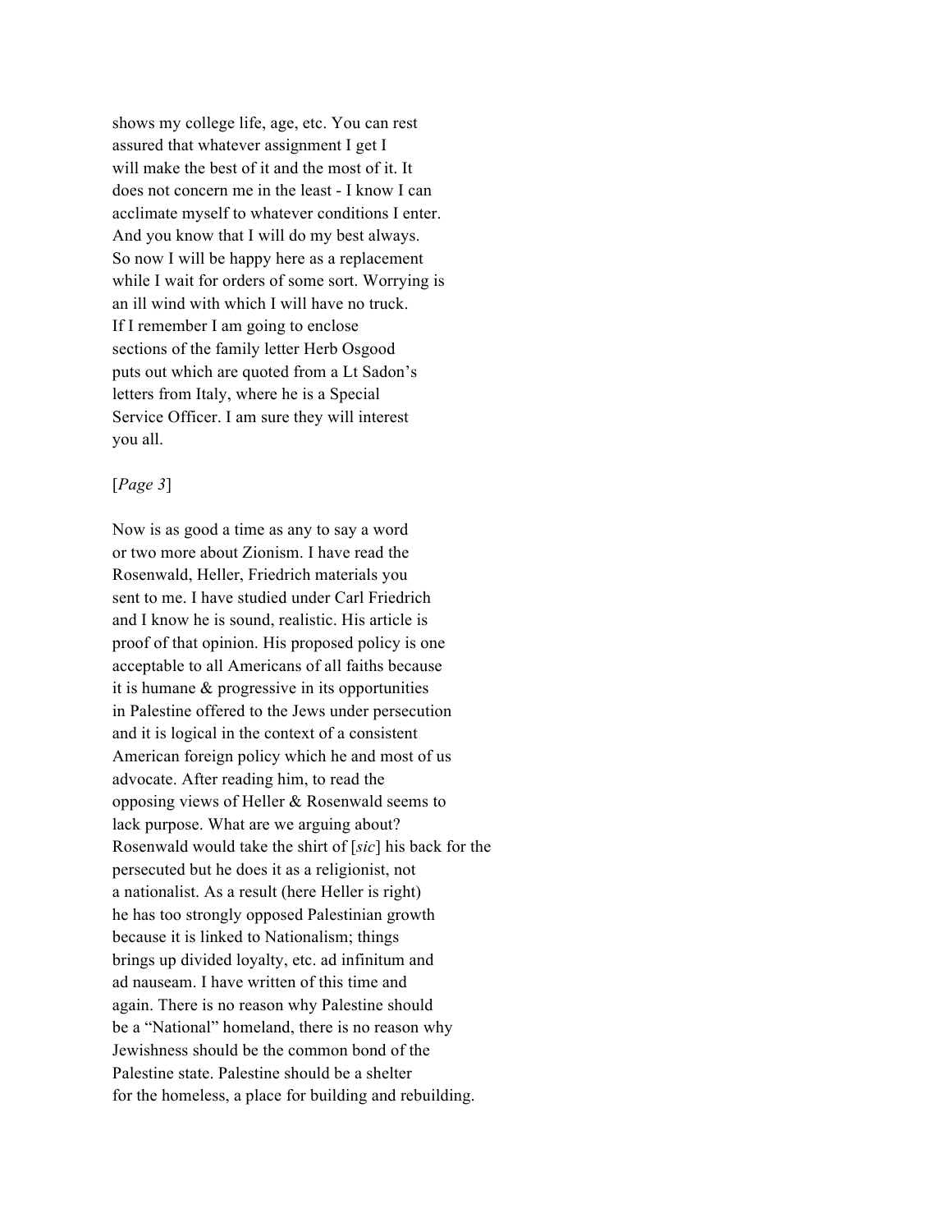shows my college life, age, etc. You can rest
assured that whatever assignment I get I
will make the best of it and the most of it. It
does not concern me in the least - I know I can
acclimate myself to whatever conditions I enter.
And you know that I will do my best always.
So now I will be happy here as a replacement
while I wait for orders of some sort. Worrying is
an ill wind with which I will have no truck.
If I remember I am going to enclose
sections of the family letter Herb Osgood
puts out which are quoted from a Lt Sadon's
letters from Italy, where he is a Special
Service Officer. I am sure they will interest
you all.

[*Page 3*]

Now is as good a time as any to say a word
or two more about Zionism. I have read the
Rosenwald, Heller, Friedrich materials you
sent to me. I have studied under Carl Friedrich
and I know he is sound, realistic. His article is
proof of that opinion. His proposed policy is one
acceptable to all Americans of all faiths because
it is humane & progressive in its opportunities
in Palestine offered to the Jews under persecution
and it is logical in the context of a consistent
American foreign policy which he and most of us
advocate. After reading him, to read the
opposing views of Heller & Rosenwald seems to
lack purpose. What are we arguing about?
Rosenwald would take the shirt of [*sic*] his back for the
persecuted but he does it as a religionist, not
a nationalist. As a result (here Heller is right)
he has too strongly opposed Palestinian growth
because it is linked to Nationalism; things
brings up divided loyalty, etc. ad infinitum and
ad nauseam. I have written of this time and
again. There is no reason why Palestine should
be a "National" homeland, there is no reason why
Jewishness should be the common bond of the
Palestine state. Palestine should be a shelter
for the homeless, a place for building and rebuilding.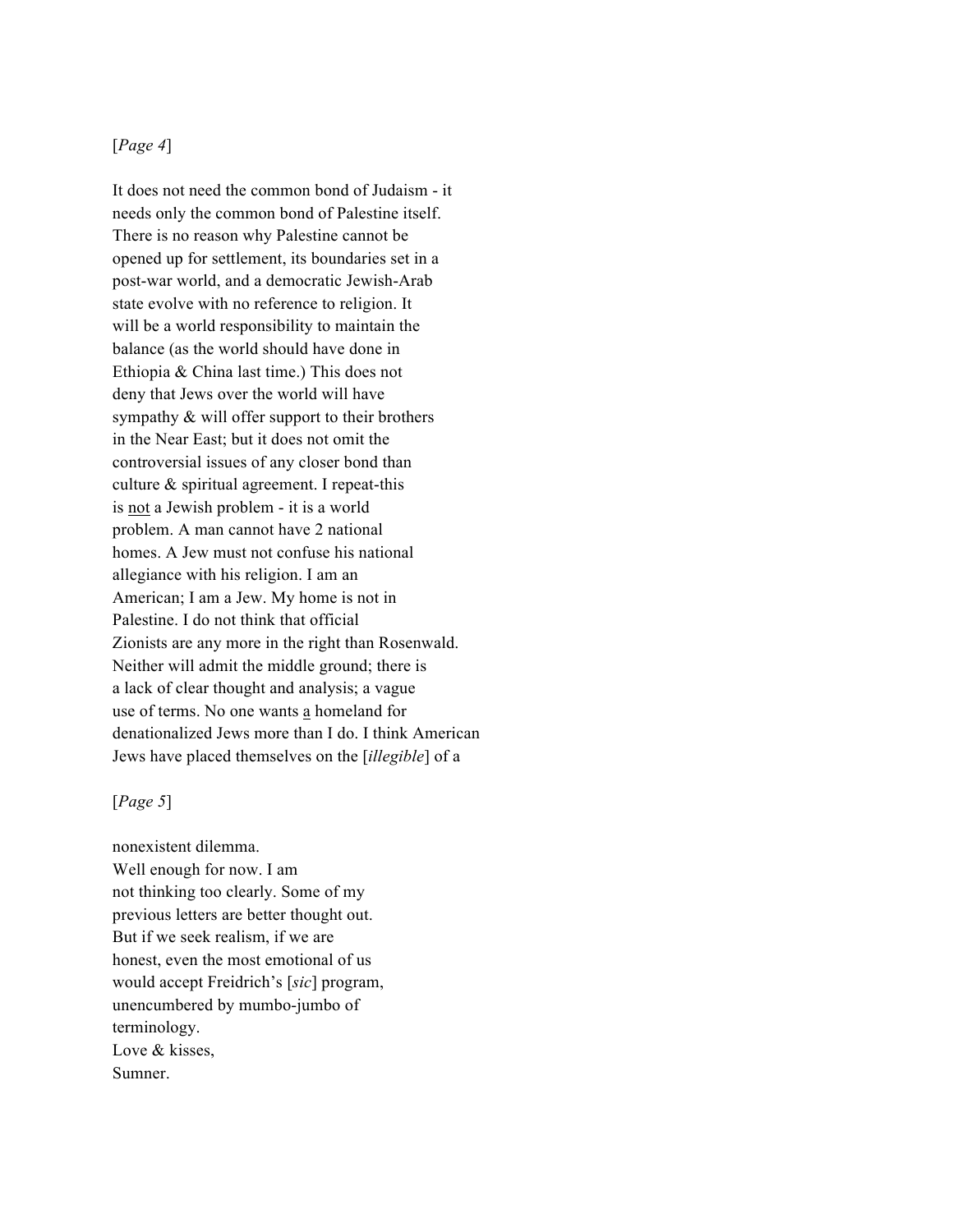[*Page 4*]

It does not need the common bond of Judaism - it needs only the common bond of Palestine itself. There is no reason why Palestine cannot be opened up for settlement, its boundaries set in a post-war world, and a democratic Jewish-Arab state evolve with no reference to religion. It will be a world responsibility to maintain the balance (as the world should have done in Ethiopia & China last time.) This does not deny that Jews over the world will have sympathy & will offer support to their brothers in the Near East; but it does not omit the controversial issues of any closer bond than culture & spiritual agreement. I repeat-this is <u>not</u> a Jewish problem - it is a world problem. A man cannot have 2 national homes. A Jew must not confuse his national allegiance with his religion. I am an American; I am a Jew. My home is not in Palestine. I do not think that official Zionists are any more in the right than Rosenwald. Neither will admit the middle ground; there is a lack of clear thought and analysis; a vague use of terms. No one wants <u>a</u> homeland for denationalized Jews more than I do. I think American Jews have placed themselves on the [*illegible*] of a

[*Page 5*]

nonexistent dilemma.

Well enough for now. I am not thinking too clearly. Some of my previous letters are better thought out. But if we seek realism, if we are honest, even the most emotional of us would accept Freidrich's [*sic*] program, unencumbered by mumbo-jumbo of terminology.

Love & kisses,

Sumner.